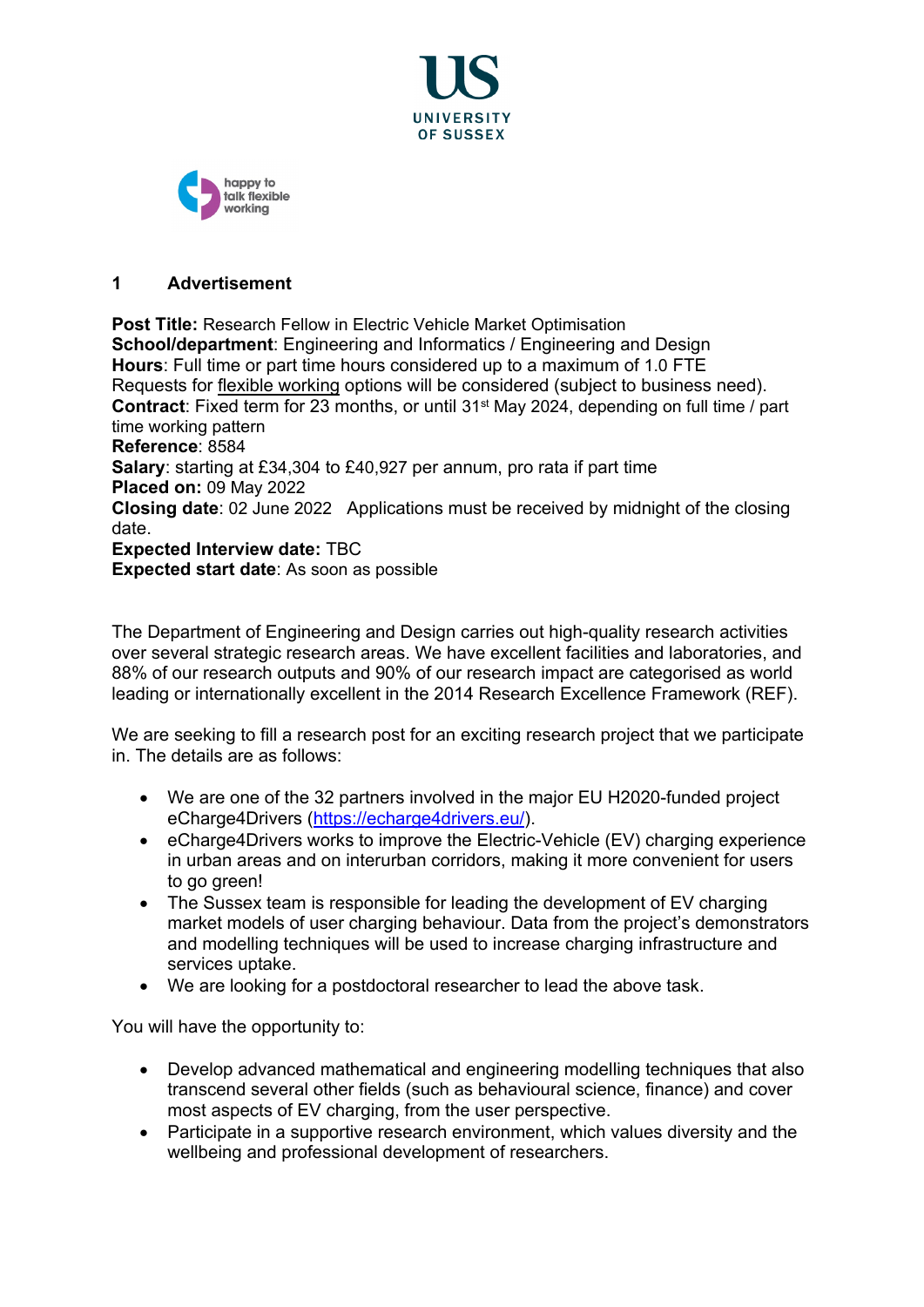## 1 Advertisement

**Post Title:** Research Fellow in Electric Vehicle Market Optimisation
**School/department**: Engineering and Informatics / Engineering and Design
**Hours**: Full time or part time hours considered up to a maximum of 1.0 FTE
Requests for flexible working options will be considered (subject to business need).
**Contract**: Fixed term for 23 months, or until 31st May 2024, depending on full time / part time working pattern
**Reference**: 8584
**Salary**: starting at £34,304 to £40,927 per annum, pro rata if part time
**Placed on:** 09 May 2022
**Closing date**: 02 June 2022 Applications must be received by midnight of the closing date.
**Expected Interview date:** TBC
**Expected start date**: As soon as possible

The Department of Engineering and Design carries out high-quality research activities over several strategic research areas. We have excellent facilities and laboratories, and 88% of our research outputs and 90% of our research impact are categorised as world leading or internationally excellent in the 2014 Research Excellence Framework (REF).

We are seeking to fill a research post for an exciting research project that we participate in. The details are as follows:

- We are one of the 32 partners involved in the major EU H2020-funded project eCharge4Drivers (https://echarge4drivers.eu/).
- eCharge4Drivers works to improve the Electric-Vehicle (EV) charging experience in urban areas and on interurban corridors, making it more convenient for users to go green!
- The Sussex team is responsible for leading the development of EV charging market models of user charging behaviour. Data from the project's demonstrators and modelling techniques will be used to increase charging infrastructure and services uptake.
- We are looking for a postdoctoral researcher to lead the above task.

You will have the opportunity to:

- Develop advanced mathematical and engineering modelling techniques that also transcend several other fields (such as behavioural science, finance) and cover most aspects of EV charging, from the user perspective.
- Participate in a supportive research environment, which values diversity and the wellbeing and professional development of researchers.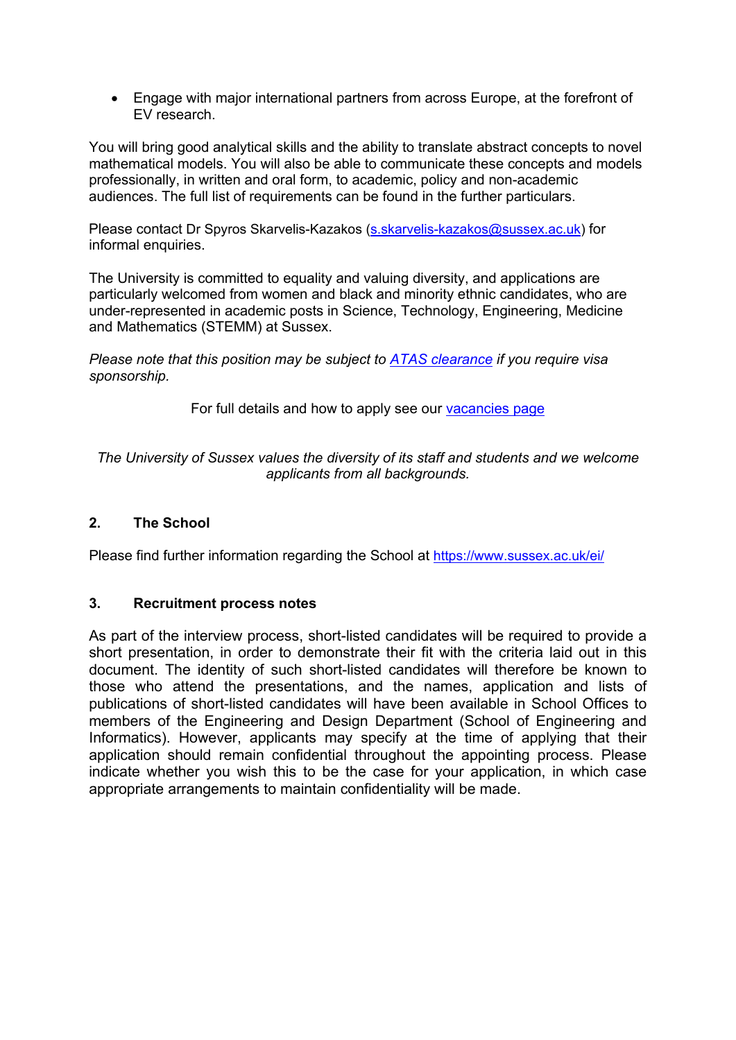- Engage with major international partners from across Europe, at the forefront of EV research.

You will bring good analytical skills and the ability to translate abstract concepts to novel mathematical models. You will also be able to communicate these concepts and models professionally, in written and oral form, to academic, policy and non-academic audiences. The full list of requirements can be found in the further particulars.

Please contact Dr Spyros Skarvelis-Kazakos ([s.skarvelis-kazakos@sussex.ac.uk](mailto:s.skarvelis-kazakos@sussex.ac.uk)) for informal enquiries.

The University is committed to equality and valuing diversity, and applications are particularly welcomed from women and black and minority ethnic candidates, who are under-represented in academic posts in Science, Technology, Engineering, Medicine and Mathematics (STEMM) at Sussex.

*Please note that this position may be subject to [ATAS clearance](#) if you require visa sponsorship.*

For full details and how to apply see our [vacancies page](#)

*The University of Sussex values the diversity of its staff and students and we welcome applicants from all backgrounds.*

## 2. The School

Please find further information regarding the School at [https://www.sussex.ac.uk/ei/](https://www.sussex.ac.uk/ei/)

## 3. Recruitment process notes

As part of the interview process, short-listed candidates will be required to provide a short presentation, in order to demonstrate their fit with the criteria laid out in this document. The identity of such short-listed candidates will therefore be known to those who attend the presentations, and the names, application and lists of publications of short-listed candidates will have been available in School Offices to members of the Engineering and Design Department (School of Engineering and Informatics). However, applicants may specify at the time of applying that their application should remain confidential throughout the appointing process. Please indicate whether you wish this to be the case for your application, in which case appropriate arrangements to maintain confidentiality will be made.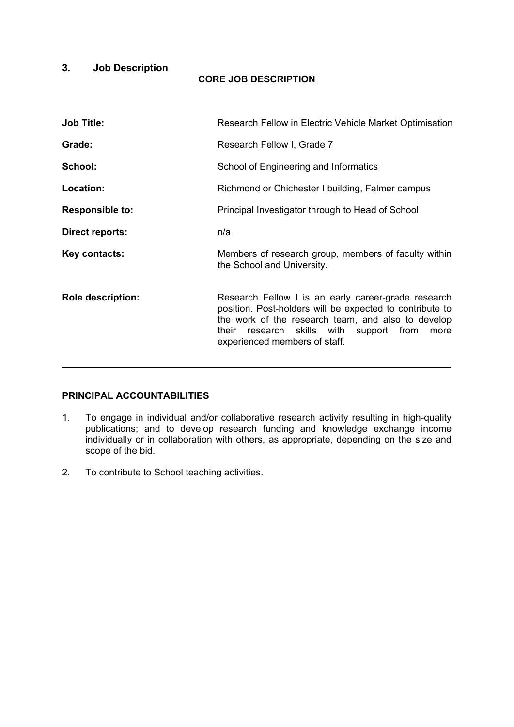## 3. Job Description

### CORE JOB DESCRIPTION

| | |
|---|---|
| **Job Title:** | Research Fellow in Electric Vehicle Market Optimisation |
| **Grade:** | Research Fellow I, Grade 7 |
| **School:** | School of Engineering and Informatics |
| **Location:** | Richmond or Chichester I building, Falmer campus |
| **Responsible to:** | Principal Investigator through to Head of School |
| **Direct reports:** | n/a |
| **Key contacts:** | Members of research group, members of faculty within the School and University. |
| **Role description:** | Research Fellow I is an early career-grade research position. Post-holders will be expected to contribute to the work of the research team, and also to develop their research skills with support from more experienced members of staff. |

---

### PRINCIPAL ACCOUNTABILITIES

1. To engage in individual and/or collaborative research activity resulting in high-quality publications; and to develop research funding and knowledge exchange income individually or in collaboration with others, as appropriate, depending on the size and scope of the bid.
2. To contribute to School teaching activities.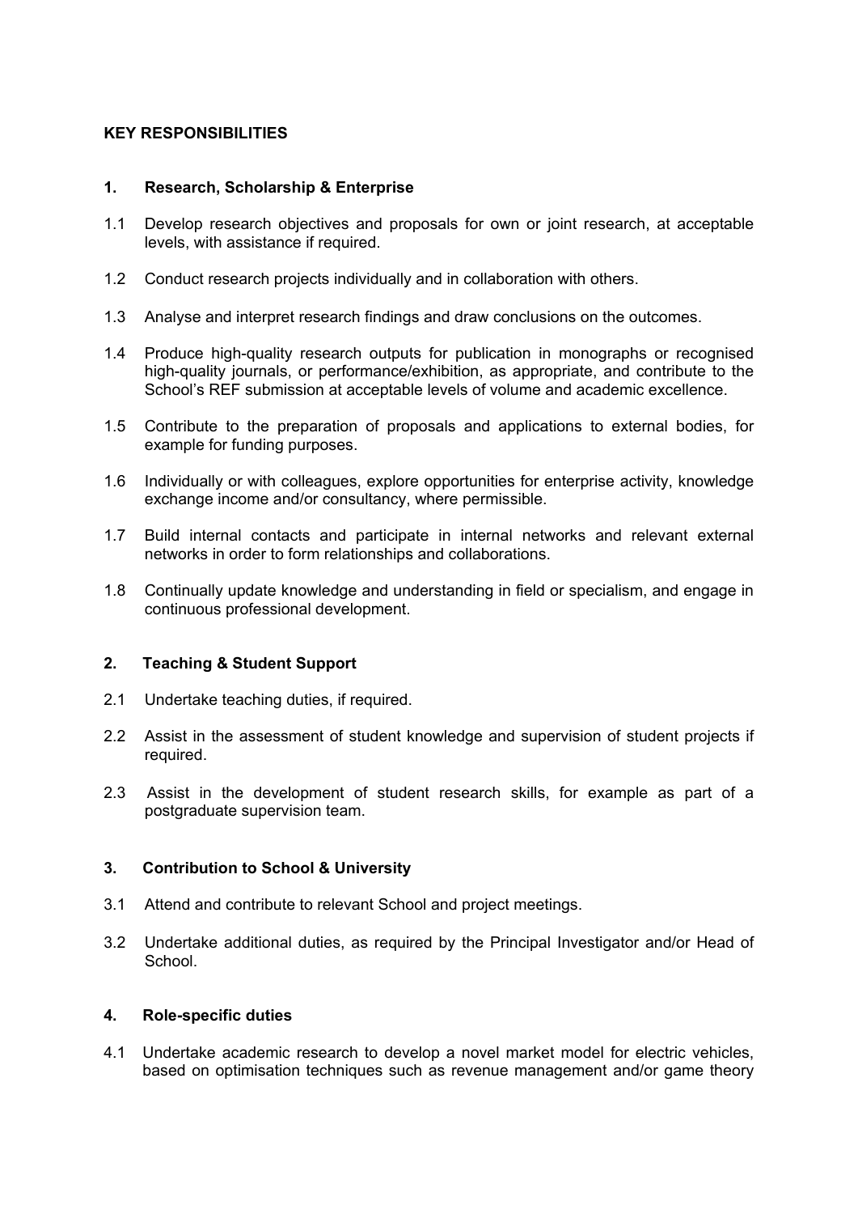## KEY RESPONSIBILITIES

### 1. Research, Scholarship & Enterprise

1.1 Develop research objectives and proposals for own or joint research, at acceptable levels, with assistance if required.

1.2 Conduct research projects individually and in collaboration with others.

1.3 Analyse and interpret research findings and draw conclusions on the outcomes.

1.4 Produce high-quality research outputs for publication in monographs or recognised high-quality journals, or performance/exhibition, as appropriate, and contribute to the School's REF submission at acceptable levels of volume and academic excellence.

1.5 Contribute to the preparation of proposals and applications to external bodies, for example for funding purposes.

1.6 Individually or with colleagues, explore opportunities for enterprise activity, knowledge exchange income and/or consultancy, where permissible.

1.7 Build internal contacts and participate in internal networks and relevant external networks in order to form relationships and collaborations.

1.8 Continually update knowledge and understanding in field or specialism, and engage in continuous professional development.

### 2. Teaching & Student Support

2.1 Undertake teaching duties, if required.

2.2 Assist in the assessment of student knowledge and supervision of student projects if required.

2.3 Assist in the development of student research skills, for example as part of a postgraduate supervision team.

### 3. Contribution to School & University

3.1 Attend and contribute to relevant School and project meetings.

3.2 Undertake additional duties, as required by the Principal Investigator and/or Head of School.

### 4. Role-specific duties

4.1 Undertake academic research to develop a novel market model for electric vehicles, based on optimisation techniques such as revenue management and/or game theory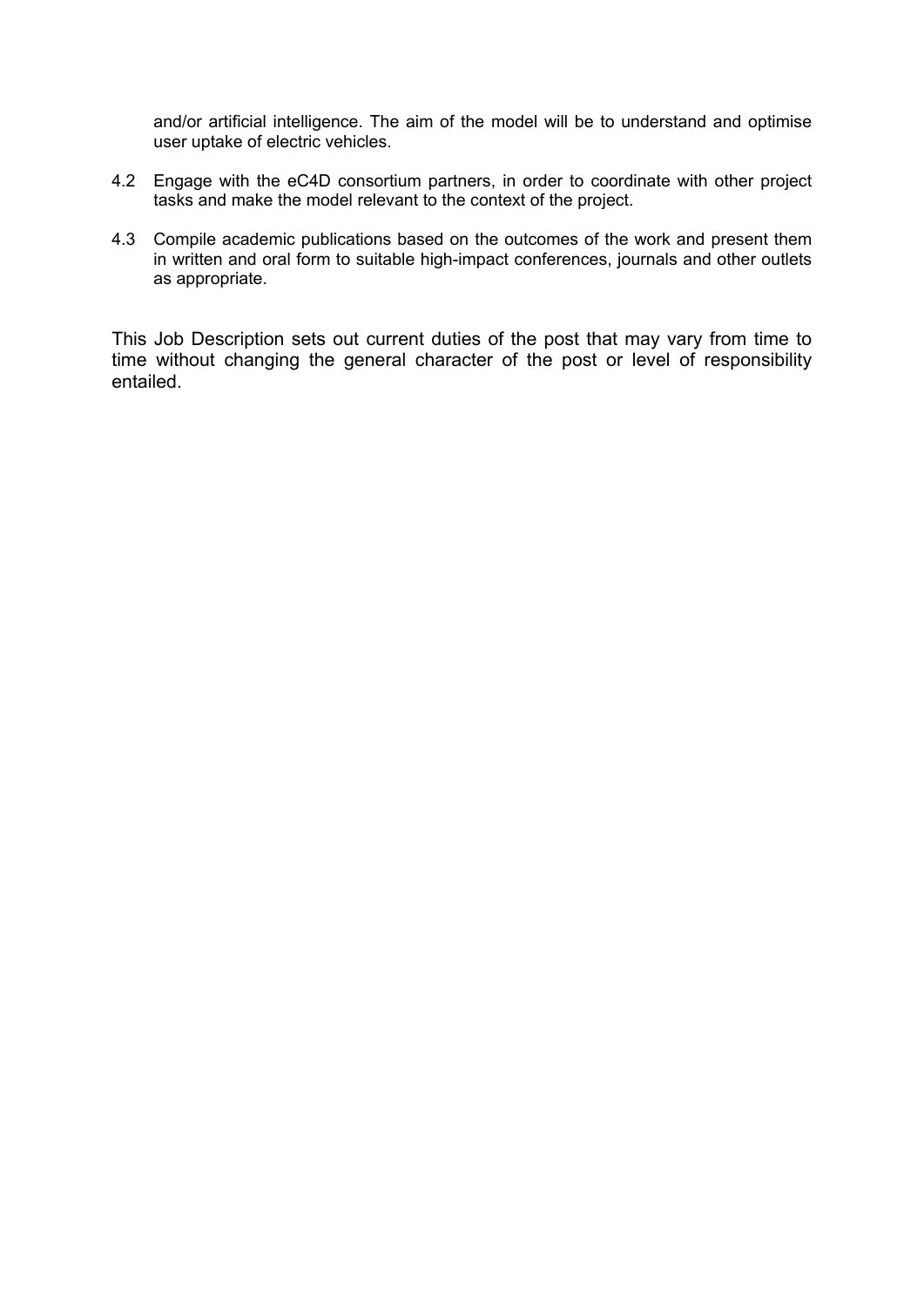and/or artificial intelligence. The aim of the model will be to understand and optimise user uptake of electric vehicles.

4.2 Engage with the eC4D consortium partners, in order to coordinate with other project tasks and make the model relevant to the context of the project.

4.3 Compile academic publications based on the outcomes of the work and present them in written and oral form to suitable high-impact conferences, journals and other outlets as appropriate.

This Job Description sets out current duties of the post that may vary from time to time without changing the general character of the post or level of responsibility entailed.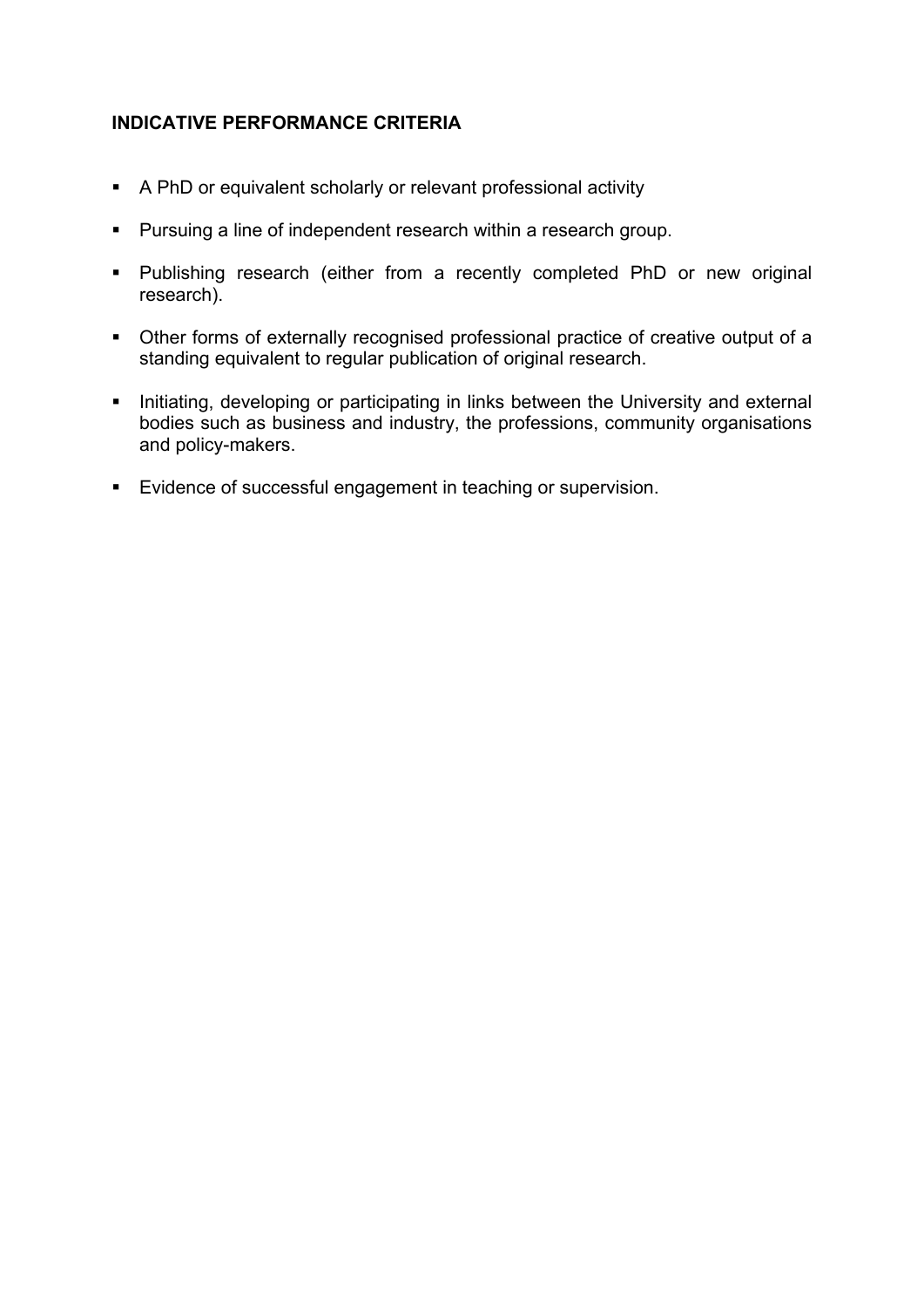**INDICATIVE PERFORMANCE CRITERIA**

- A PhD or equivalent scholarly or relevant professional activity
- Pursuing a line of independent research within a research group.
- Publishing research (either from a recently completed PhD or new original research).
- Other forms of externally recognised professional practice of creative output of a standing equivalent to regular publication of original research.
- Initiating, developing or participating in links between the University and external bodies such as business and industry, the professions, community organisations and policy-makers.
- Evidence of successful engagement in teaching or supervision.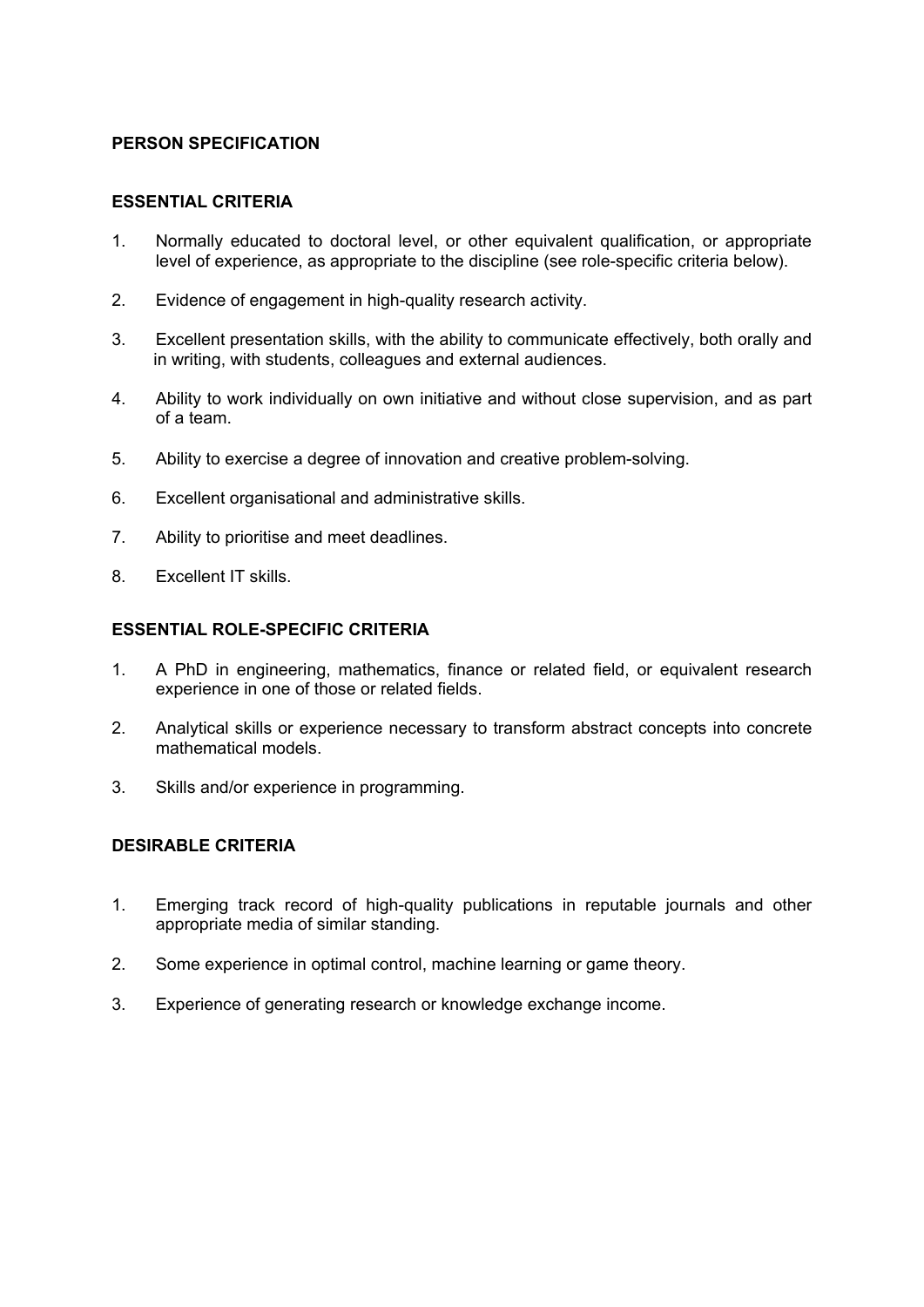## PERSON SPECIFICATION

### ESSENTIAL CRITERIA

1. Normally educated to doctoral level, or other equivalent qualification, or appropriate level of experience, as appropriate to the discipline (see role-specific criteria below).
2. Evidence of engagement in high-quality research activity.
3. Excellent presentation skills, with the ability to communicate effectively, both orally and in writing, with students, colleagues and external audiences.
4. Ability to work individually on own initiative and without close supervision, and as part of a team.
5. Ability to exercise a degree of innovation and creative problem-solving.
6. Excellent organisational and administrative skills.
7. Ability to prioritise and meet deadlines.
8. Excellent IT skills.

### ESSENTIAL ROLE-SPECIFIC CRITERIA

1. A PhD in engineering, mathematics, finance or related field, or equivalent research experience in one of those or related fields.
2. Analytical skills or experience necessary to transform abstract concepts into concrete mathematical models.
3. Skills and/or experience in programming.

### DESIRABLE CRITERIA

1. Emerging track record of high-quality publications in reputable journals and other appropriate media of similar standing.
2. Some experience in optimal control, machine learning or game theory.
3. Experience of generating research or knowledge exchange income.